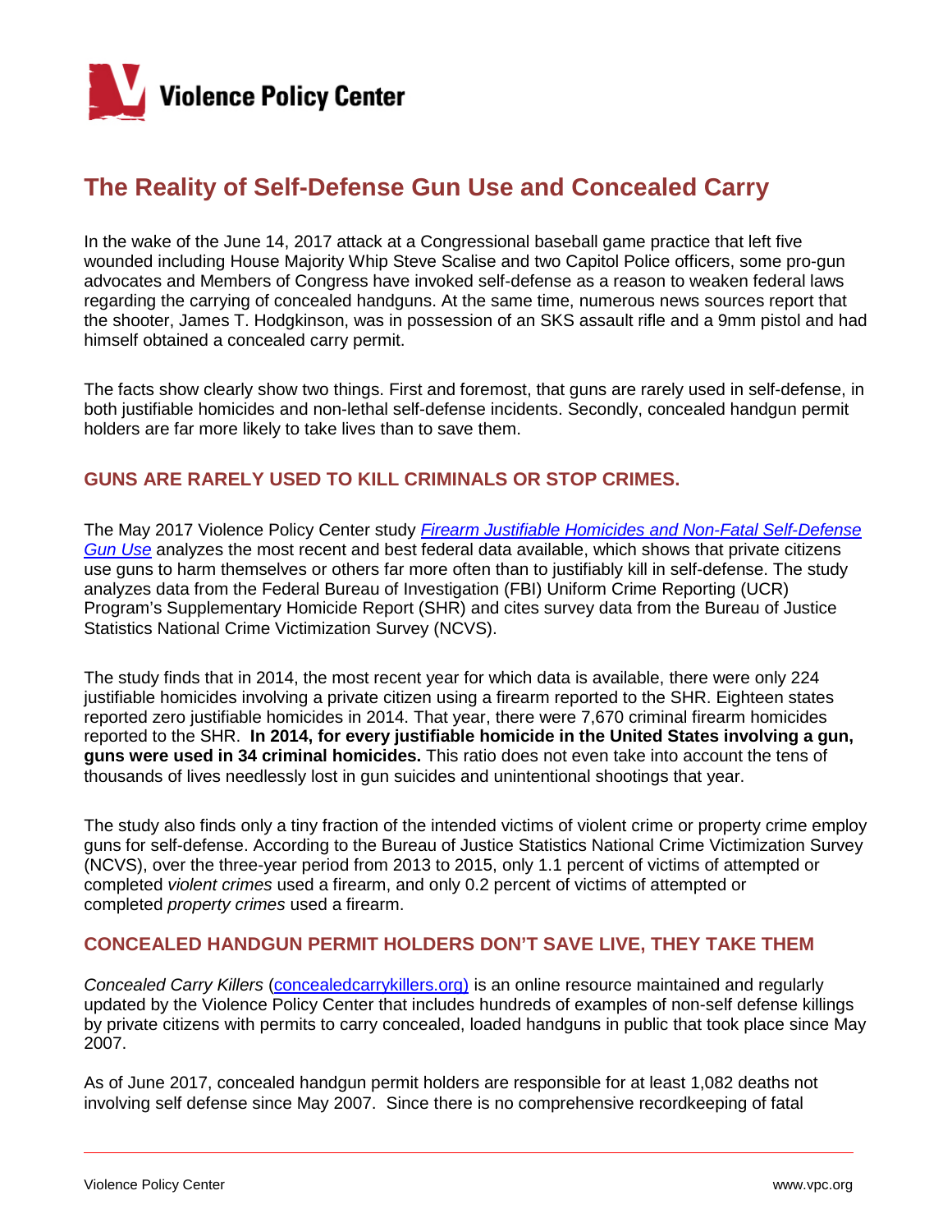Violence Policy Center

# The Reality of Self-Defense Gun Use and Concealed Carry

In the wake of the June 14, 2017 attack at a Congressional baseball game practice that left five wounded including House Majority Whip Steve Scalise and two Capitol Police officers, some pro-gun advocates and Members of Congress have invoked self-defense as a reason to weaken federal laws regarding the carrying of concealed handguns. At the same time, numerous news sources report that the shooter, James T. Hodgkinson, was in possession of an SKS assault rifle and a 9mm pistol and had himself obtained a concealed carry permit.

The facts show clearly show two things. First and foremost, that guns are rarely used in self-defense, in both justifiable homicides and non-lethal self-defense incidents. Secondly, concealed handgun permit holders are far more likely to take lives than to save them.

## GUNS ARE RARELY USED TO KILL CRIMINALS OR STOP CRIMES.

The May 2017 Violence Policy Center study *Firearm Justifiable Homicides and Non-Fatal Self-Defense Gun Use* analyzes the most recent and best federal data available, which shows that private citizens use guns to harm themselves or others far more often than to justifiably kill in self-defense. The study analyzes data from the Federal Bureau of Investigation (FBI) Uniform Crime Reporting (UCR) Program's Supplementary Homicide Report (SHR) and cites survey data from the Bureau of Justice Statistics National Crime Victimization Survey (NCVS).

The study finds that in 2014, the most recent year for which data is available, there were only 224 justifiable homicides involving a private citizen using a firearm reported to the SHR. Eighteen states reported zero justifiable homicides in 2014. That year, there were 7,670 criminal firearm homicides reported to the SHR. **In 2014, for every justifiable homicide in the United States involving a gun, guns were used in 34 criminal homicides.** This ratio does not even take into account the tens of thousands of lives needlessly lost in gun suicides and unintentional shootings that year.

The study also finds only a tiny fraction of the intended victims of violent crime or property crime employ guns for self-defense. According to the Bureau of Justice Statistics National Crime Victimization Survey (NCVS), over the three-year period from 2013 to 2015, only 1.1 percent of victims of attempted or completed *violent crimes* used a firearm, and only 0.2 percent of victims of attempted or completed *property crimes* used a firearm.

## CONCEALED HANDGUN PERMIT HOLDERS DON'T SAVE LIVE, THEY TAKE THEM

*Concealed Carry Killers* (concealedcarrykillers.org) is an online resource maintained and regularly updated by the Violence Policy Center that includes hundreds of examples of non-self defense killings by private citizens with permits to carry concealed, loaded handguns in public that took place since May 2007.

As of June 2017, concealed handgun permit holders are responsible for at least 1,082 deaths not involving self defense since May 2007. Since there is no comprehensive recordkeeping of fatal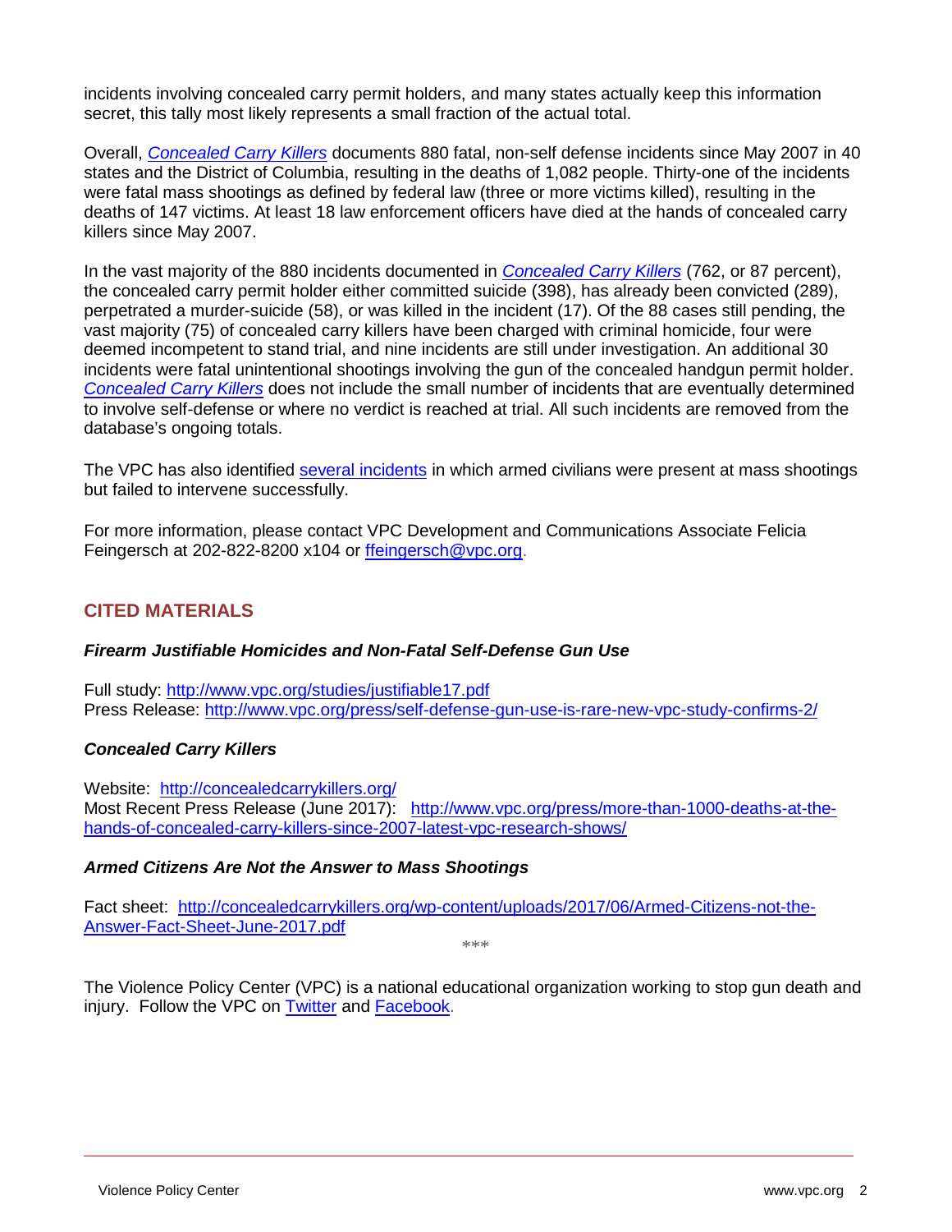incidents involving concealed carry permit holders, and many states actually keep this information secret, this tally most likely represents a small fraction of the actual total.

Overall, *Concealed Carry Killers* documents 880 fatal, non-self defense incidents since May 2007 in 40 states and the District of Columbia, resulting in the deaths of 1,082 people. Thirty-one of the incidents were fatal mass shootings as defined by federal law (three or more victims killed), resulting in the deaths of 147 victims. At least 18 law enforcement officers have died at the hands of concealed carry killers since May 2007.

In the vast majority of the 880 incidents documented in *Concealed Carry Killers* (762, or 87 percent), the concealed carry permit holder either committed suicide (398), has already been convicted (289), perpetrated a murder-suicide (58), or was killed in the incident (17). Of the 88 cases still pending, the vast majority (75) of concealed carry killers have been charged with criminal homicide, four were deemed incompetent to stand trial, and nine incidents are still under investigation. An additional 30 incidents were fatal unintentional shootings involving the gun of the concealed handgun permit holder. *Concealed Carry Killers* does not include the small number of incidents that are eventually determined to involve self-defense or where no verdict is reached at trial. All such incidents are removed from the database's ongoing totals.

The VPC has also identified several incidents in which armed civilians were present at mass shootings but failed to intervene successfully.

For more information, please contact VPC Development and Communications Associate Felicia Feingersch at 202-822-8200 x104 or ffeingersch@vpc.org.

## CITED MATERIALS

### *Firearm Justifiable Homicides and Non-Fatal Self-Defense Gun Use*

Full study: http://www.vpc.org/studies/justifiable17.pdf
Press Release: http://www.vpc.org/press/self-defense-gun-use-is-rare-new-vpc-study-confirms-2/

### *Concealed Carry Killers*

Website: http://concealedcarrykillers.org/
Most Recent Press Release (June 2017): http://www.vpc.org/press/more-than-1000-deaths-at-the-hands-of-concealed-carry-killers-since-2007-latest-vpc-research-shows/

### *Armed Citizens Are Not the Answer to Mass Shootings*

Fact sheet: http://concealedcarrykillers.org/wp-content/uploads/2017/06/Armed-Citizens-not-the-Answer-Fact-Sheet-June-2017.pdf

\*\*\*

The Violence Policy Center (VPC) is a national educational organization working to stop gun death and injury. Follow the VPC on Twitter and Facebook.